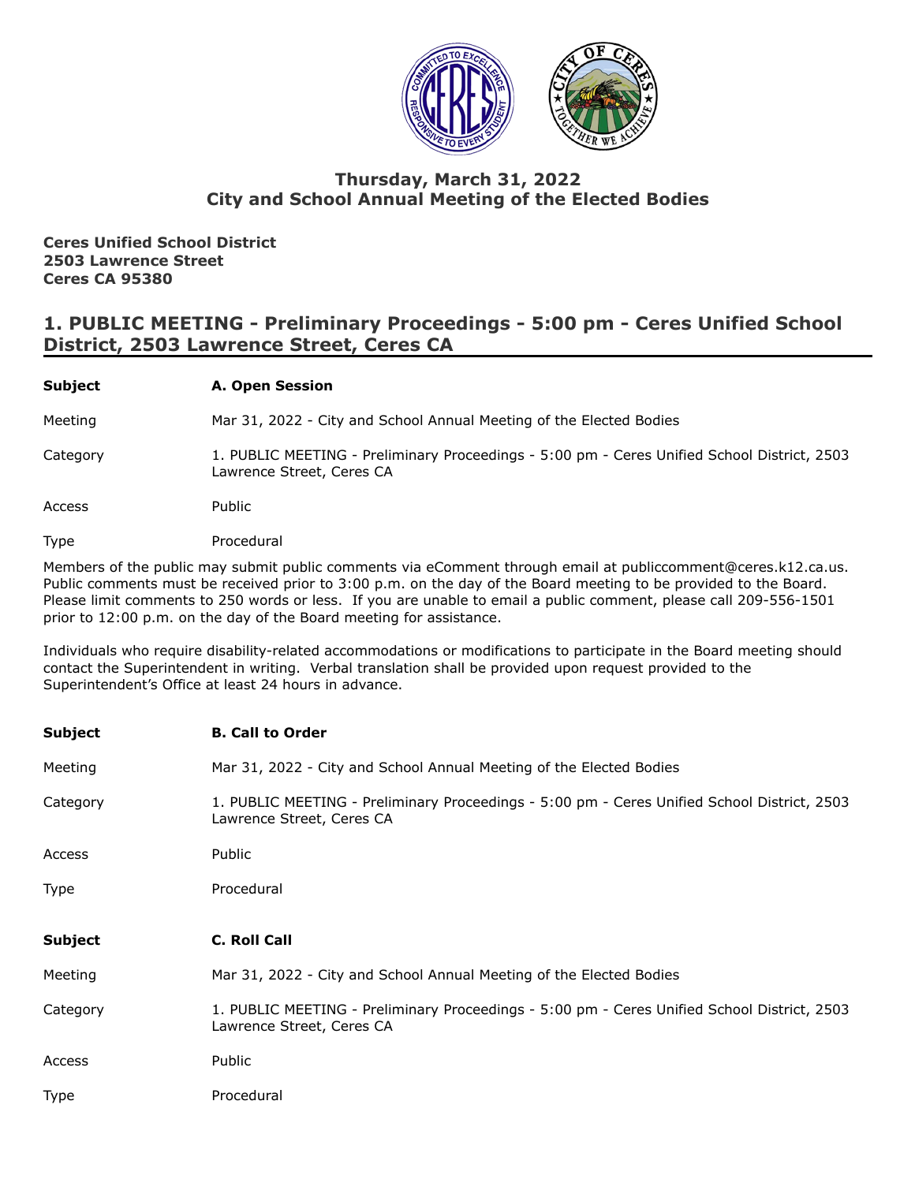# Thursday, March 31, 2022
# City and School Annual Meeting of the Elected Bodies

**Ceres Unified School District**
**2503 Lawrence Street**
**Ceres CA 95380**

## 1. PUBLIC MEETING - Preliminary Proceedings - 5:00 pm - Ceres Unified School District, 2503 Lawrence Street, Ceres CA

| | |
|---|---|
| **Subject** | **A. Open Session** |
| Meeting | Mar 31, 2022 - City and School Annual Meeting of the Elected Bodies |
| Category | 1. PUBLIC MEETING - Preliminary Proceedings - 5:00 pm - Ceres Unified School District, 2503 Lawrence Street, Ceres CA |
| Access | Public |
| Type | Procedural |

Members of the public may submit public comments via eComment through email at publiccomment@ceres.k12.ca.us. Public comments must be received prior to 3:00 p.m. on the day of the Board meeting to be provided to the Board. Please limit comments to 250 words or less. If you are unable to email a public comment, please call 209-556-1501 prior to 12:00 p.m. on the day of the Board meeting for assistance.

Individuals who require disability-related accommodations or modifications to participate in the Board meeting should contact the Superintendent in writing. Verbal translation shall be provided upon request provided to the Superintendent's Office at least 24 hours in advance.

| | |
|---|---|
| **Subject** | **B. Call to Order** |
| Meeting | Mar 31, 2022 - City and School Annual Meeting of the Elected Bodies |
| Category | 1. PUBLIC MEETING - Preliminary Proceedings - 5:00 pm - Ceres Unified School District, 2503 Lawrence Street, Ceres CA |
| Access | Public |
| Type | Procedural |

| | |
|---|---|
| **Subject** | **C. Roll Call** |
| Meeting | Mar 31, 2022 - City and School Annual Meeting of the Elected Bodies |
| Category | 1. PUBLIC MEETING - Preliminary Proceedings - 5:00 pm - Ceres Unified School District, 2503 Lawrence Street, Ceres CA |
| Access | Public |
| Type | Procedural |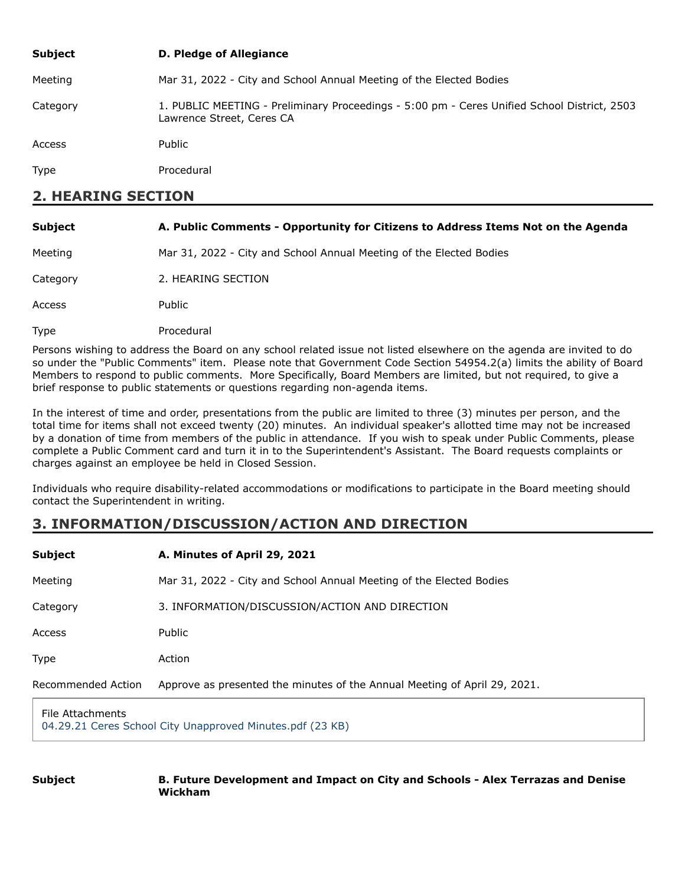| | |
|---|---|
| **Subject** | **D. Pledge of Allegiance** |
| Meeting | Mar 31, 2022 - City and School Annual Meeting of the Elected Bodies |
| Category | 1. PUBLIC MEETING - Preliminary Proceedings - 5:00 pm - Ceres Unified School District, 2503 Lawrence Street, Ceres CA |
| Access | Public |
| Type | Procedural |

## 2. HEARING SECTION

| | |
|---|---|
| **Subject** | **A. Public Comments - Opportunity for Citizens to Address Items Not on the Agenda** |
| Meeting | Mar 31, 2022 - City and School Annual Meeting of the Elected Bodies |
| Category | 2. HEARING SECTION |
| Access | Public |
| Type | Procedural |

Persons wishing to address the Board on any school related issue not listed elsewhere on the agenda are invited to do so under the "Public Comments" item. Please note that Government Code Section 54954.2(a) limits the ability of Board Members to respond to public comments. More Specifically, Board Members are limited, but not required, to give a brief response to public statements or questions regarding non-agenda items.

In the interest of time and order, presentations from the public are limited to three (3) minutes per person, and the total time for items shall not exceed twenty (20) minutes. An individual speaker's allotted time may not be increased by a donation of time from members of the public in attendance. If you wish to speak under Public Comments, please complete a Public Comment card and turn it in to the Superintendent's Assistant. The Board requests complaints or charges against an employee be held in Closed Session.

Individuals who require disability-related accommodations or modifications to participate in the Board meeting should contact the Superintendent in writing.

## 3. INFORMATION/DISCUSSION/ACTION AND DIRECTION

| | |
|---|---|
| **Subject** | **A. Minutes of April 29, 2021** |
| Meeting | Mar 31, 2022 - City and School Annual Meeting of the Elected Bodies |
| Category | 3. INFORMATION/DISCUSSION/ACTION AND DIRECTION |
| Access | Public |
| Type | Action |
| Recommended Action | Approve as presented the minutes of the Annual Meeting of April 29, 2021. |

File Attachments
04.29.21 Ceres School City Unapproved Minutes.pdf (23 KB)

| | |
|---|---|
| **Subject** | **B. Future Development and Impact on City and Schools - Alex Terrazas and Denise Wickham** |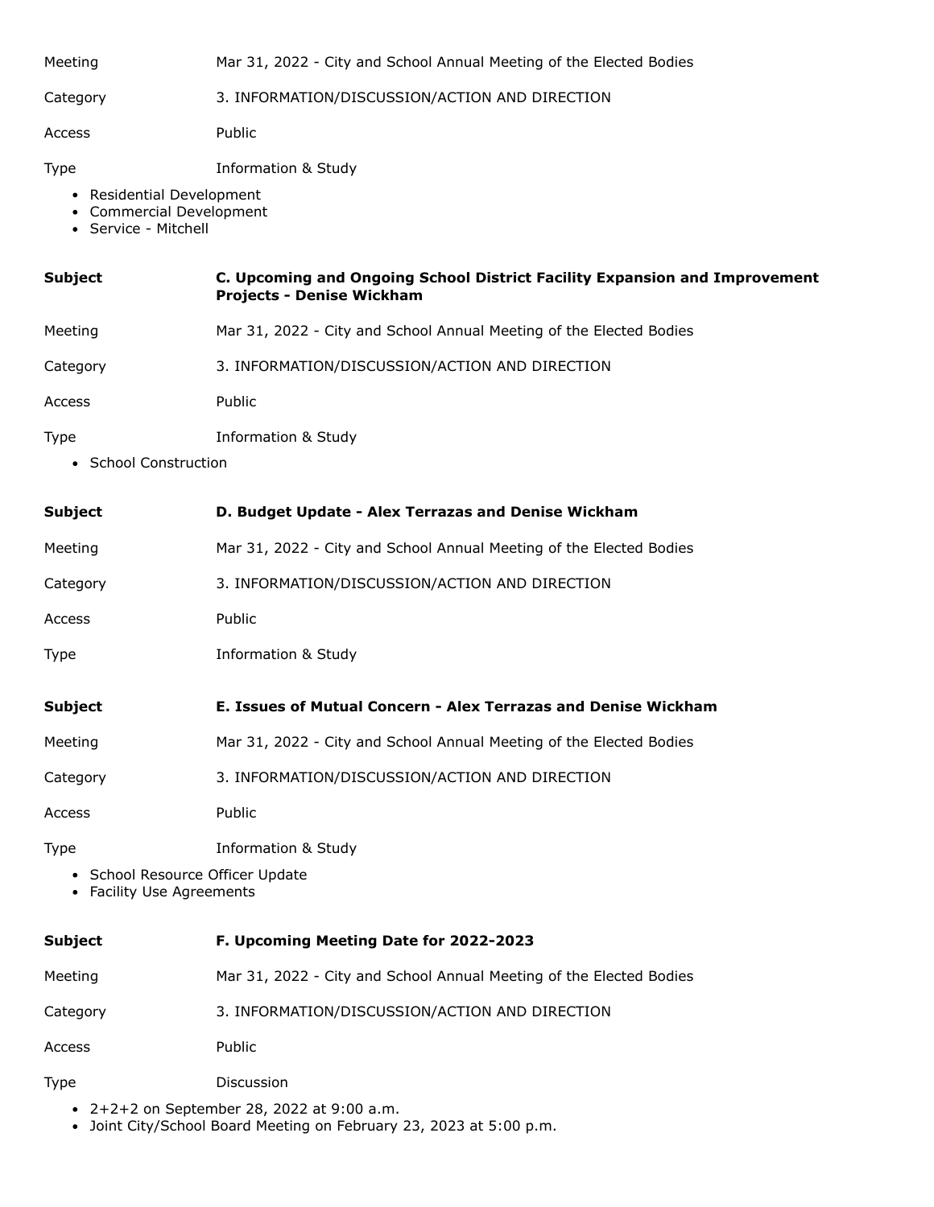| | |
|---|---|
| Meeting | Mar 31, 2022 - City and School Annual Meeting of the Elected Bodies |
| Category | 3. INFORMATION/DISCUSSION/ACTION AND DIRECTION |
| Access | Public |
| Type | Information & Study |

- Residential Development
- Commercial Development
- Service - Mitchell

| | |
|---|---|
| **Subject** | **C. Upcoming and Ongoing School District Facility Expansion and Improvement Projects - Denise Wickham** |
| Meeting | Mar 31, 2022 - City and School Annual Meeting of the Elected Bodies |
| Category | 3. INFORMATION/DISCUSSION/ACTION AND DIRECTION |
| Access | Public |
| Type | Information & Study |

- School Construction

| | |
|---|---|
| **Subject** | **D. Budget Update - Alex Terrazas and Denise Wickham** |
| Meeting | Mar 31, 2022 - City and School Annual Meeting of the Elected Bodies |
| Category | 3. INFORMATION/DISCUSSION/ACTION AND DIRECTION |
| Access | Public |
| Type | Information & Study |

| | |
|---|---|
| **Subject** | **E. Issues of Mutual Concern - Alex Terrazas and Denise Wickham** |
| Meeting | Mar 31, 2022 - City and School Annual Meeting of the Elected Bodies |
| Category | 3. INFORMATION/DISCUSSION/ACTION AND DIRECTION |
| Access | Public |
| Type | Information & Study |

- School Resource Officer Update
- Facility Use Agreements

| | |
|---|---|
| **Subject** | **F. Upcoming Meeting Date for 2022-2023** |
| Meeting | Mar 31, 2022 - City and School Annual Meeting of the Elected Bodies |
| Category | 3. INFORMATION/DISCUSSION/ACTION AND DIRECTION |
| Access | Public |
| Type | Discussion |

- 2+2+2 on September 28, 2022 at 9:00 a.m.
- Joint City/School Board Meeting on February 23, 2023 at 5:00 p.m.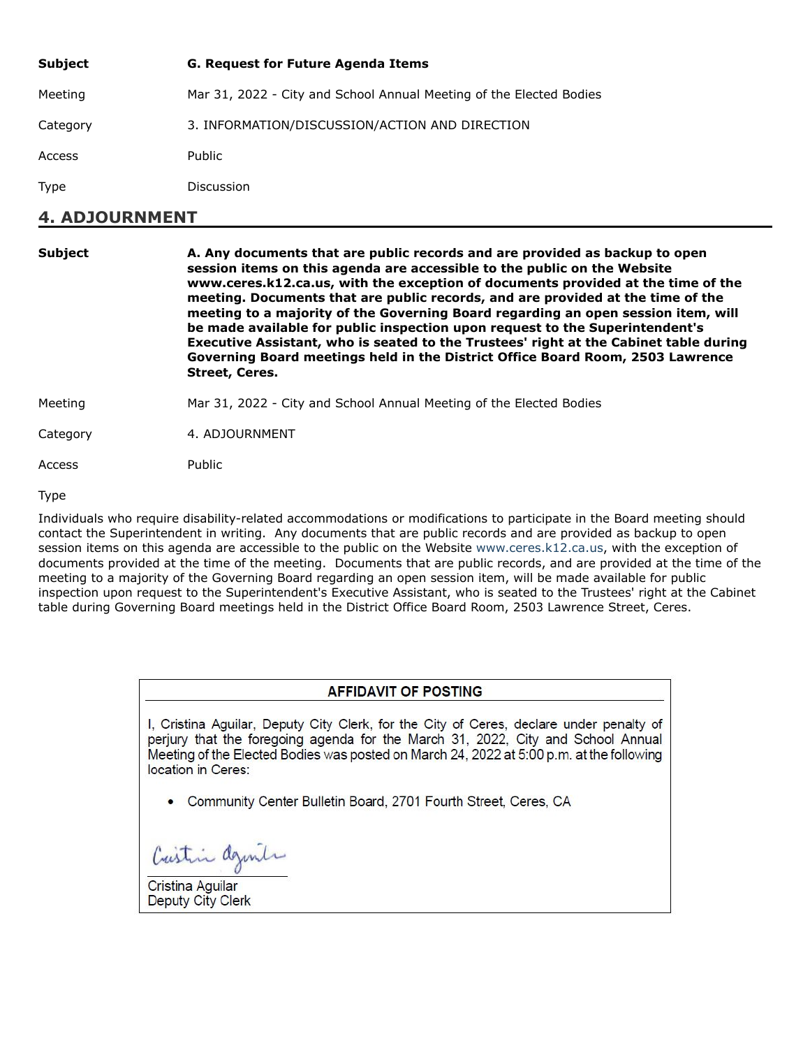| | |
|---|---|
| **Subject** | **G. Request for Future Agenda Items** |
| Meeting | Mar 31, 2022 - City and School Annual Meeting of the Elected Bodies |
| Category | 3. INFORMATION/DISCUSSION/ACTION AND DIRECTION |
| Access | Public |
| Type | Discussion |

## 4. ADJOURNMENT

| | |
|---|---|
| **Subject** | **A. Any documents that are public records and are provided as backup to open session items on this agenda are accessible to the public on the Website www.ceres.k12.ca.us, with the exception of documents provided at the time of the meeting. Documents that are public records, and are provided at the time of the meeting to a majority of the Governing Board regarding an open session item, will be made available for public inspection upon request to the Superintendent's Executive Assistant, who is seated to the Trustees' right at the Cabinet table during Governing Board meetings held in the District Office Board Room, 2503 Lawrence Street, Ceres.** |
| Meeting | Mar 31, 2022 - City and School Annual Meeting of the Elected Bodies |
| Category | 4. ADJOURNMENT |
| Access | Public |
| Type | |

Individuals who require disability-related accommodations or modifications to participate in the Board meeting should contact the Superintendent in writing. Any documents that are public records and are provided as backup to open session items on this agenda are accessible to the public on the Website www.ceres.k12.ca.us, with the exception of documents provided at the time of the meeting. Documents that are public records, and are provided at the time of the meeting to a majority of the Governing Board regarding an open session item, will be made available for public inspection upon request to the Superintendent's Executive Assistant, who is seated to the Trustees' right at the Cabinet table during Governing Board meetings held in the District Office Board Room, 2503 Lawrence Street, Ceres.

**AFFIDAVIT OF POSTING**

I, Cristina Aguilar, Deputy City Clerk, for the City of Ceres, declare under penalty of perjury that the foregoing agenda for the March 31, 2022, City and School Annual Meeting of the Elected Bodies was posted on March 24, 2022 at 5:00 p.m. at the following location in Ceres:

- Community Center Bulletin Board, 2701 Fourth Street, Ceres, CA

Cristina Aguilar
Deputy City Clerk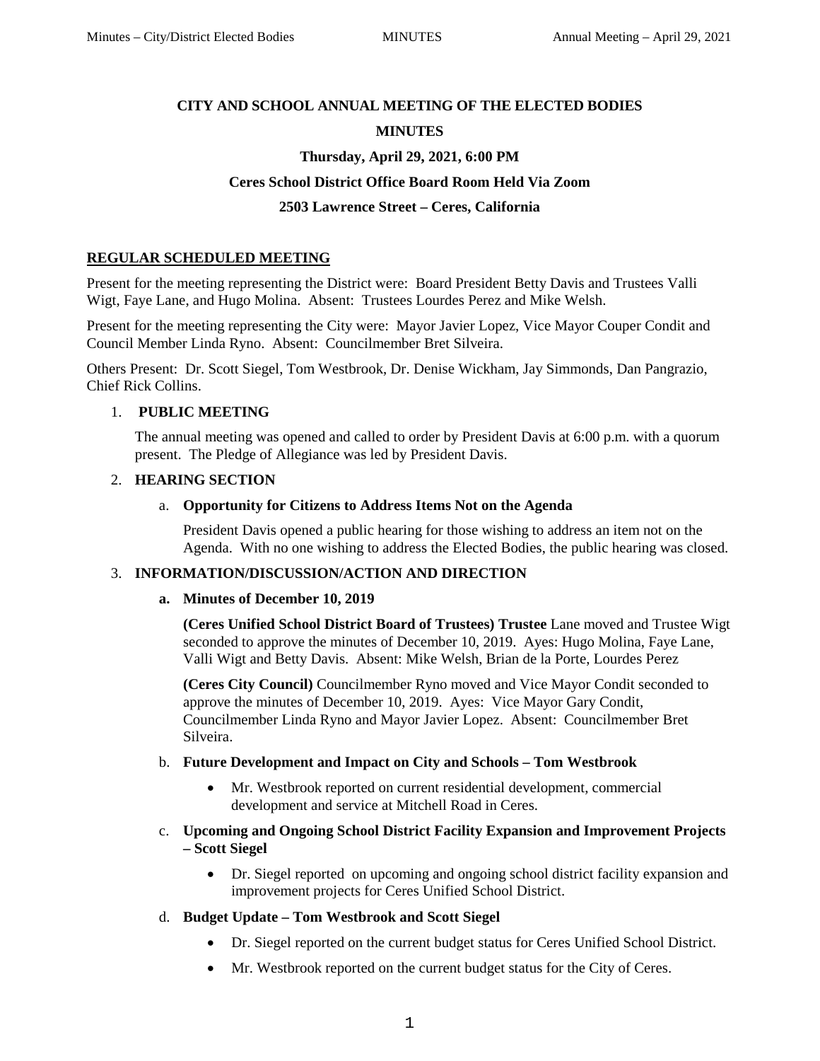# CITY AND SCHOOL ANNUAL MEETING OF THE ELECTED BODIES

## MINUTES

### Thursday, April 29, 2021, 6:00 PM

### Ceres School District Office Board Room Held Via Zoom

### 2503 Lawrence Street – Ceres, California

**REGULAR SCHEDULED MEETING**

Present for the meeting representing the District were: Board President Betty Davis and Trustees Valli Wigt, Faye Lane, and Hugo Molina. Absent: Trustees Lourdes Perez and Mike Welsh.

Present for the meeting representing the City were: Mayor Javier Lopez, Vice Mayor Couper Condit and Council Member Linda Ryno. Absent: Councilmember Bret Silveira.

Others Present: Dr. Scott Siegel, Tom Westbrook, Dr. Denise Wickham, Jay Simmonds, Dan Pangrazio, Chief Rick Collins.

1. **PUBLIC MEETING**

   The annual meeting was opened and called to order by President Davis at 6:00 p.m. with a quorum present. The Pledge of Allegiance was led by President Davis.

2. **HEARING SECTION**

   a. **Opportunity for Citizens to Address Items Not on the Agenda**

      President Davis opened a public hearing for those wishing to address an item not on the Agenda. With no one wishing to address the Elected Bodies, the public hearing was closed.

3. **INFORMATION/DISCUSSION/ACTION AND DIRECTION**

   **a. Minutes of December 10, 2019**

      **(Ceres Unified School District Board of Trustees) Trustee** Lane moved and Trustee Wigt seconded to approve the minutes of December 10, 2019. Ayes: Hugo Molina, Faye Lane, Valli Wigt and Betty Davis. Absent: Mike Welsh, Brian de la Porte, Lourdes Perez

      **(Ceres City Council)** Councilmember Ryno moved and Vice Mayor Condit seconded to approve the minutes of December 10, 2019. Ayes: Vice Mayor Gary Condit, Councilmember Linda Ryno and Mayor Javier Lopez. Absent: Councilmember Bret Silveira.

   b. **Future Development and Impact on City and Schools – Tom Westbrook**

      - Mr. Westbrook reported on current residential development, commercial development and service at Mitchell Road in Ceres.

   c. **Upcoming and Ongoing School District Facility Expansion and Improvement Projects – Scott Siegel**

      - Dr. Siegel reported on upcoming and ongoing school district facility expansion and improvement projects for Ceres Unified School District.

   d. **Budget Update – Tom Westbrook and Scott Siegel**

      - Dr. Siegel reported on the current budget status for Ceres Unified School District.
      - Mr. Westbrook reported on the current budget status for the City of Ceres.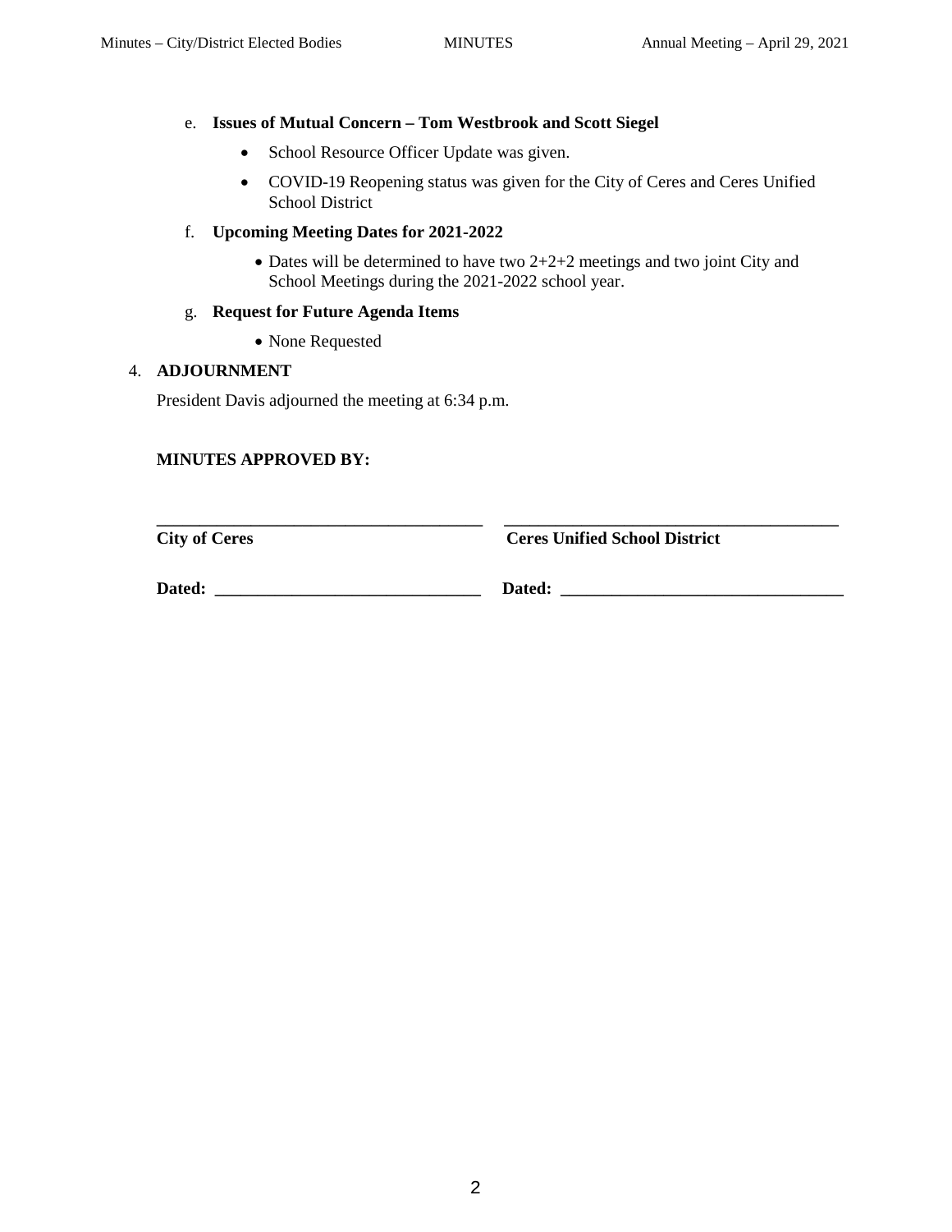e. **Issues of Mutual Concern – Tom Westbrook and Scott Siegel**

- School Resource Officer Update was given.
- COVID-19 Reopening status was given for the City of Ceres and Ceres Unified School District

f. **Upcoming Meeting Dates for 2021-2022**

- Dates will be determined to have two 2+2+2 meetings and two joint City and School Meetings during the 2021-2022 school year.

g. **Request for Future Agenda Items**

- None Requested

4. **ADJOURNMENT**

President Davis adjourned the meeting at 6:34 p.m.

**MINUTES APPROVED BY:**

| | |
|---|---|
| ______________________________ | ______________________________ |
| **City of Ceres** | **Ceres Unified School District** |
| **Dated:** ________________________ | **Dated:** ________________________ |